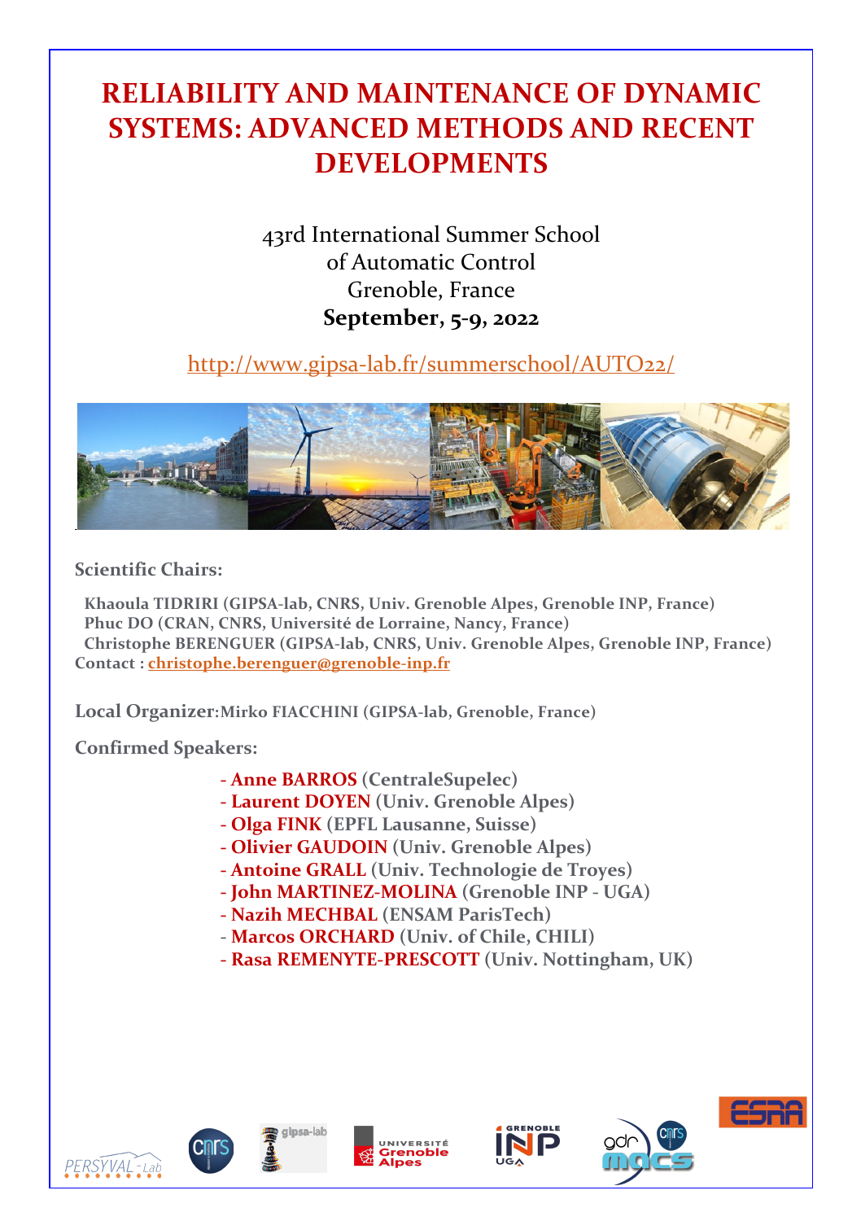# RELIABILITY AND MAINTENANCE OF DYNAMIC SYSTEMS: ADVANCED METHODS AND RECENT DEVELOPMENTS

43rd International Summer School
of Automatic Control
Grenoble, France
**September, 5-9, 2022**

http://www.gipsa-lab.fr/summerschool/AUTO22/

**Scientific Chairs:**

**Khaoula TIDRIRI (GIPSA-lab, CNRS, Univ. Grenoble Alpes, Grenoble INP, France)**
**Phuc DO (CRAN, CNRS, Université de Lorraine, Nancy, France)**
**Christophe BERENGUER (GIPSA-lab, CNRS, Univ. Grenoble Alpes, Grenoble INP, France)**
**Contact : christophe.berenguer@grenoble-inp.fr**

**Local Organizer: Mirko FIACCHINI (GIPSA-lab, Grenoble, France)**

**Confirmed Speakers:**

- **Anne BARROS (CentraleSupelec)**
- **Laurent DOYEN (Univ. Grenoble Alpes)**
- **Olga FINK (EPFL Lausanne, Suisse)**
- **Olivier GAUDOIN (Univ. Grenoble Alpes)**
- **Antoine GRALL (Univ. Technologie de Troyes)**
- **John MARTINEZ-MOLINA (Grenoble INP - UGA)**
- **Nazih MECHBAL (ENSAM ParisTech)**
- **Marcos ORCHARD (Univ. of Chile, CHILI)**
- **Rasa REMENYTE-PRESCOTT (Univ. Nottingham, UK)**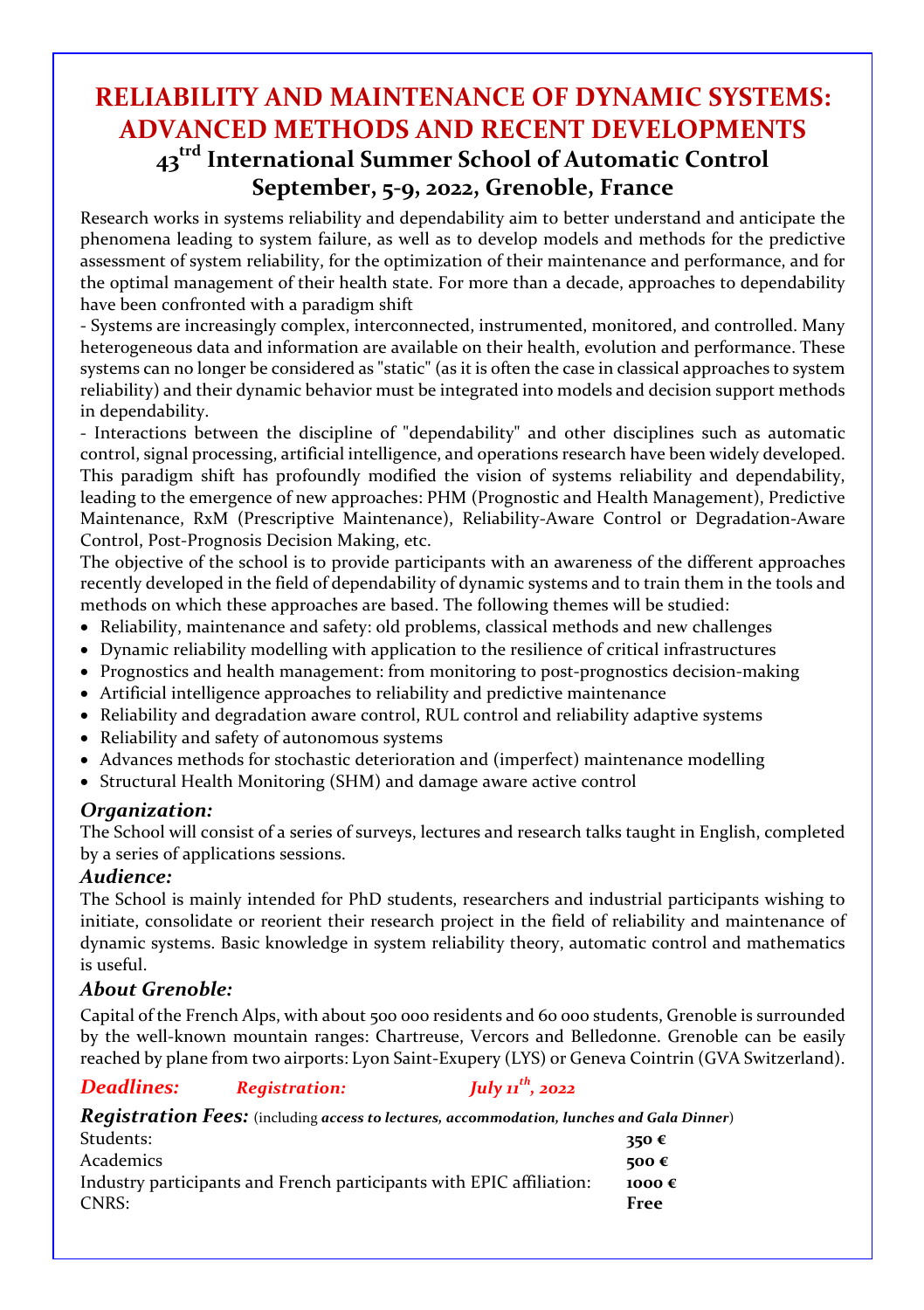# RELIABILITY AND MAINTENANCE OF DYNAMIC SYSTEMS: ADVANCED METHODS AND RECENT DEVELOPMENTS

## 43[trd] International Summer School of Automatic Control

## September, 5-9, 2022, Grenoble, France

Research works in systems reliability and dependability aim to better understand and anticipate the phenomena leading to system failure, as well as to develop models and methods for the predictive assessment of system reliability, for the optimization of their maintenance and performance, and for the optimal management of their health state. For more than a decade, approaches to dependability have been confronted with a paradigm shift

- Systems are increasingly complex, interconnected, instrumented, monitored, and controlled. Many heterogeneous data and information are available on their health, evolution and performance. These systems can no longer be considered as "static" (as it is often the case in classical approaches to system reliability) and their dynamic behavior must be integrated into models and decision support methods in dependability.

- Interactions between the discipline of "dependability" and other disciplines such as automatic control, signal processing, artificial intelligence, and operations research have been widely developed. This paradigm shift has profoundly modified the vision of systems reliability and dependability, leading to the emergence of new approaches: PHM (Prognostic and Health Management), Predictive Maintenance, RxM (Prescriptive Maintenance), Reliability-Aware Control or Degradation-Aware Control, Post-Prognosis Decision Making, etc.

The objective of the school is to provide participants with an awareness of the different approaches recently developed in the field of dependability of dynamic systems and to train them in the tools and methods on which these approaches are based. The following themes will be studied:

- Reliability, maintenance and safety: old problems, classical methods and new challenges
- Dynamic reliability modelling with application to the resilience of critical infrastructures
- Prognostics and health management: from monitoring to post-prognostics decision-making
- Artificial intelligence approaches to reliability and predictive maintenance
- Reliability and degradation aware control, RUL control and reliability adaptive systems
- Reliability and safety of autonomous systems
- Advances methods for stochastic deterioration and (imperfect) maintenance modelling
- Structural Health Monitoring (SHM) and damage aware active control

### *Organization:*

The School will consist of a series of surveys, lectures and research talks taught in English, completed by a series of applications sessions.

### *Audience:*

The School is mainly intended for PhD students, researchers and industrial participants wishing to initiate, consolidate or reorient their research project in the field of reliability and maintenance of dynamic systems. Basic knowledge in system reliability theory, automatic control and mathematics is useful.

### *About Grenoble:*

Capital of the French Alps, with about 500 000 residents and 60 000 students, Grenoble is surrounded by the well-known mountain ranges: Chartreuse, Vercors and Belledonne. Grenoble can be easily reached by plane from two airports: Lyon Saint-Exupery (LYS) or Geneva Cointrin (GVA Switzerland).

### *Deadlines:* *Registration:* *July 11[th], 2022*

### *Registration Fees:* (including ***access to lectures, accommodation, lunches and Gala Dinner***)

| | |
|---|---|
| Students: | **350 €** |
| Academics | **500 €** |
| Industry participants and French participants with EPIC affiliation: | **1000 €** |
| CNRS: | **Free** |